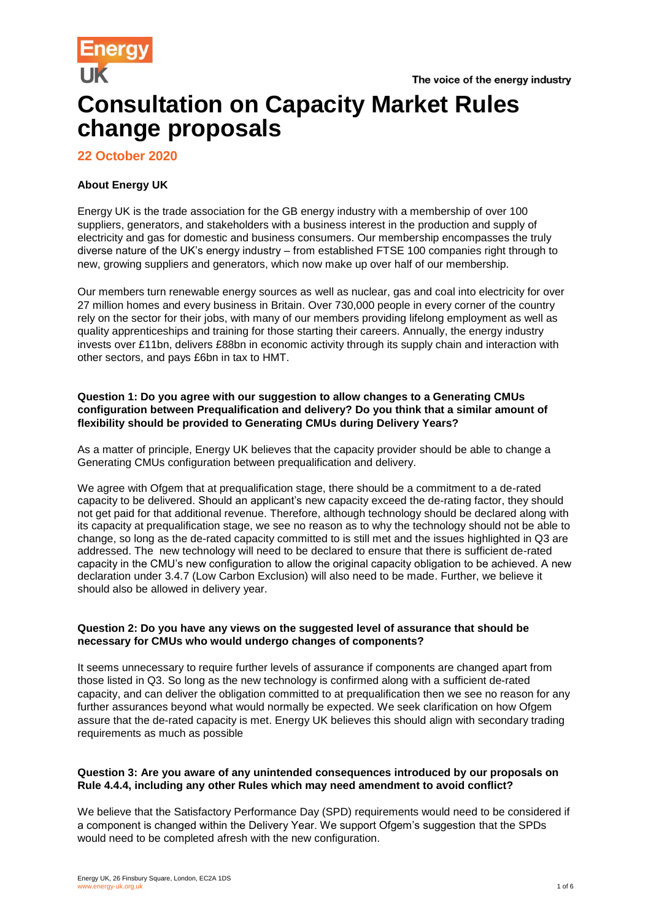# Consultation on Capacity Market Rules change proposals

**22 October 2020**

**About Energy UK**

Energy UK is the trade association for the GB energy industry with a membership of over 100 suppliers, generators, and stakeholders with a business interest in the production and supply of electricity and gas for domestic and business consumers. Our membership encompasses the truly diverse nature of the UK's energy industry – from established FTSE 100 companies right through to new, growing suppliers and generators, which now make up over half of our membership.

Our members turn renewable energy sources as well as nuclear, gas and coal into electricity for over 27 million homes and every business in Britain. Over 730,000 people in every corner of the country rely on the sector for their jobs, with many of our members providing lifelong employment as well as quality apprenticeships and training for those starting their careers. Annually, the energy industry invests over £11bn, delivers £88bn in economic activity through its supply chain and interaction with other sectors, and pays £6bn in tax to HMT.

**Question 1: Do you agree with our suggestion to allow changes to a Generating CMUs configuration between Prequalification and delivery? Do you think that a similar amount of flexibility should be provided to Generating CMUs during Delivery Years?**

As a matter of principle, Energy UK believes that the capacity provider should be able to change a Generating CMUs configuration between prequalification and delivery.

We agree with Ofgem that at prequalification stage, there should be a commitment to a de-rated capacity to be delivered. Should an applicant's new capacity exceed the de-rating factor, they should not get paid for that additional revenue. Therefore, although technology should be declared along with its capacity at prequalification stage, we see no reason as to why the technology should not be able to change, so long as the de-rated capacity committed to is still met and the issues highlighted in Q3 are addressed. The new technology will need to be declared to ensure that there is sufficient de-rated capacity in the CMU's new configuration to allow the original capacity obligation to be achieved. A new declaration under 3.4.7 (Low Carbon Exclusion) will also need to be made. Further, we believe it should also be allowed in delivery year.

**Question 2: Do you have any views on the suggested level of assurance that should be necessary for CMUs who would undergo changes of components?**

It seems unnecessary to require further levels of assurance if components are changed apart from those listed in Q3. So long as the new technology is confirmed along with a sufficient de-rated capacity, and can deliver the obligation committed to at prequalification then we see no reason for any further assurances beyond what would normally be expected. We seek clarification on how Ofgem assure that the de-rated capacity is met. Energy UK believes this should align with secondary trading requirements as much as possible

**Question 3: Are you aware of any unintended consequences introduced by our proposals on Rule 4.4.4, including any other Rules which may need amendment to avoid conflict?**

We believe that the Satisfactory Performance Day (SPD) requirements would need to be considered if a component is changed within the Delivery Year. We support Ofgem's suggestion that the SPDs would need to be completed afresh with the new configuration.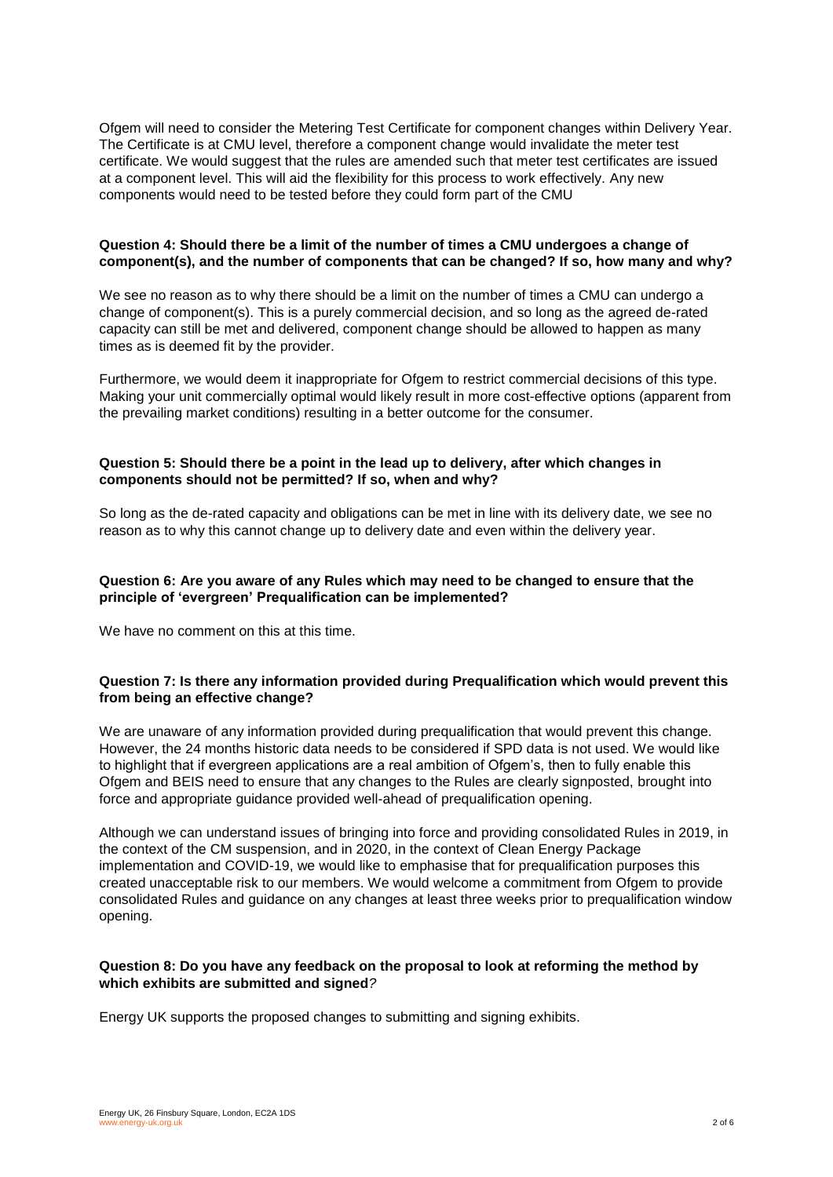Ofgem will need to consider the Metering Test Certificate for component changes within Delivery Year. The Certificate is at CMU level, therefore a component change would invalidate the meter test certificate. We would suggest that the rules are amended such that meter test certificates are issued at a component level. This will aid the flexibility for this process to work effectively. Any new components would need to be tested before they could form part of the CMU

**Question 4: Should there be a limit of the number of times a CMU undergoes a change of component(s), and the number of components that can be changed? If so, how many and why?**

We see no reason as to why there should be a limit on the number of times a CMU can undergo a change of component(s). This is a purely commercial decision, and so long as the agreed de-rated capacity can still be met and delivered, component change should be allowed to happen as many times as is deemed fit by the provider.

Furthermore, we would deem it inappropriate for Ofgem to restrict commercial decisions of this type. Making your unit commercially optimal would likely result in more cost-effective options (apparent from the prevailing market conditions) resulting in a better outcome for the consumer.

**Question 5: Should there be a point in the lead up to delivery, after which changes in components should not be permitted? If so, when and why?**

So long as the de-rated capacity and obligations can be met in line with its delivery date, we see no reason as to why this cannot change up to delivery date and even within the delivery year.

**Question 6: Are you aware of any Rules which may need to be changed to ensure that the principle of 'evergreen' Prequalification can be implemented?**

We have no comment on this at this time.

**Question 7: Is there any information provided during Prequalification which would prevent this from being an effective change?**

We are unaware of any information provided during prequalification that would prevent this change. However, the 24 months historic data needs to be considered if SPD data is not used. We would like to highlight that if evergreen applications are a real ambition of Ofgem's, then to fully enable this Ofgem and BEIS need to ensure that any changes to the Rules are clearly signposted, brought into force and appropriate guidance provided well-ahead of prequalification opening.

Although we can understand issues of bringing into force and providing consolidated Rules in 2019, in the context of the CM suspension, and in 2020, in the context of Clean Energy Package implementation and COVID-19, we would like to emphasise that for prequalification purposes this created unacceptable risk to our members. We would welcome a commitment from Ofgem to provide consolidated Rules and guidance on any changes at least three weeks prior to prequalification window opening.

**Question 8: Do you have any feedback on the proposal to look at reforming the method by which exhibits are submitted and signed?**

Energy UK supports the proposed changes to submitting and signing exhibits.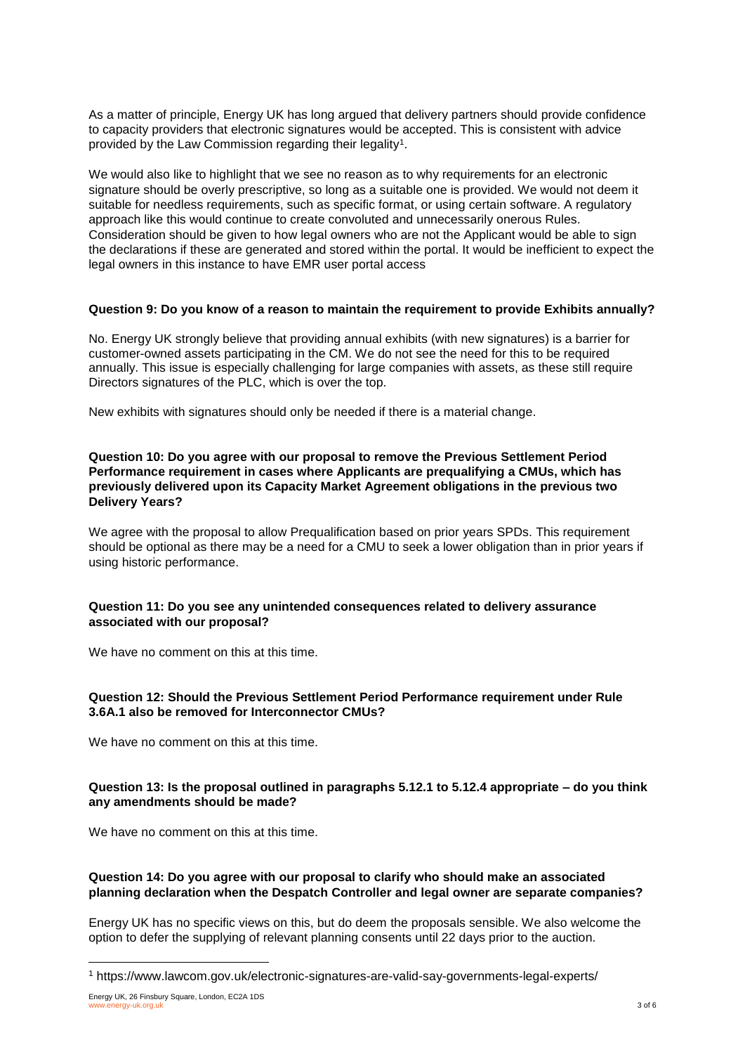As a matter of principle, Energy UK has long argued that delivery partners should provide confidence to capacity providers that electronic signatures would be accepted. This is consistent with advice provided by the Law Commission regarding their legality[1].

We would also like to highlight that we see no reason as to why requirements for an electronic signature should be overly prescriptive, so long as a suitable one is provided. We would not deem it suitable for needless requirements, such as specific format, or using certain software. A regulatory approach like this would continue to create convoluted and unnecessarily onerous Rules. Consideration should be given to how legal owners who are not the Applicant would be able to sign the declarations if these are generated and stored within the portal. It would be inefficient to expect the legal owners in this instance to have EMR user portal access

**Question 9: Do you know of a reason to maintain the requirement to provide Exhibits annually?**

No. Energy UK strongly believe that providing annual exhibits (with new signatures) is a barrier for customer-owned assets participating in the CM. We do not see the need for this to be required annually. This issue is especially challenging for large companies with assets, as these still require Directors signatures of the PLC, which is over the top.

New exhibits with signatures should only be needed if there is a material change.

**Question 10: Do you agree with our proposal to remove the Previous Settlement Period Performance requirement in cases where Applicants are prequalifying a CMUs, which has previously delivered upon its Capacity Market Agreement obligations in the previous two Delivery Years?**

We agree with the proposal to allow Prequalification based on prior years SPDs. This requirement should be optional as there may be a need for a CMU to seek a lower obligation than in prior years if using historic performance.

**Question 11: Do you see any unintended consequences related to delivery assurance associated with our proposal?**

We have no comment on this at this time.

**Question 12: Should the Previous Settlement Period Performance requirement under Rule 3.6A.1 also be removed for Interconnector CMUs?**

We have no comment on this at this time.

**Question 13: Is the proposal outlined in paragraphs 5.12.1 to 5.12.4 appropriate – do you think any amendments should be made?**

We have no comment on this at this time.

**Question 14: Do you agree with our proposal to clarify who should make an associated planning declaration when the Despatch Controller and legal owner are separate companies?**

Energy UK has no specific views on this, but do deem the proposals sensible. We also welcome the option to defer the supplying of relevant planning consents until 22 days prior to the auction.

[1] https://www.lawcom.gov.uk/electronic-signatures-are-valid-say-governments-legal-experts/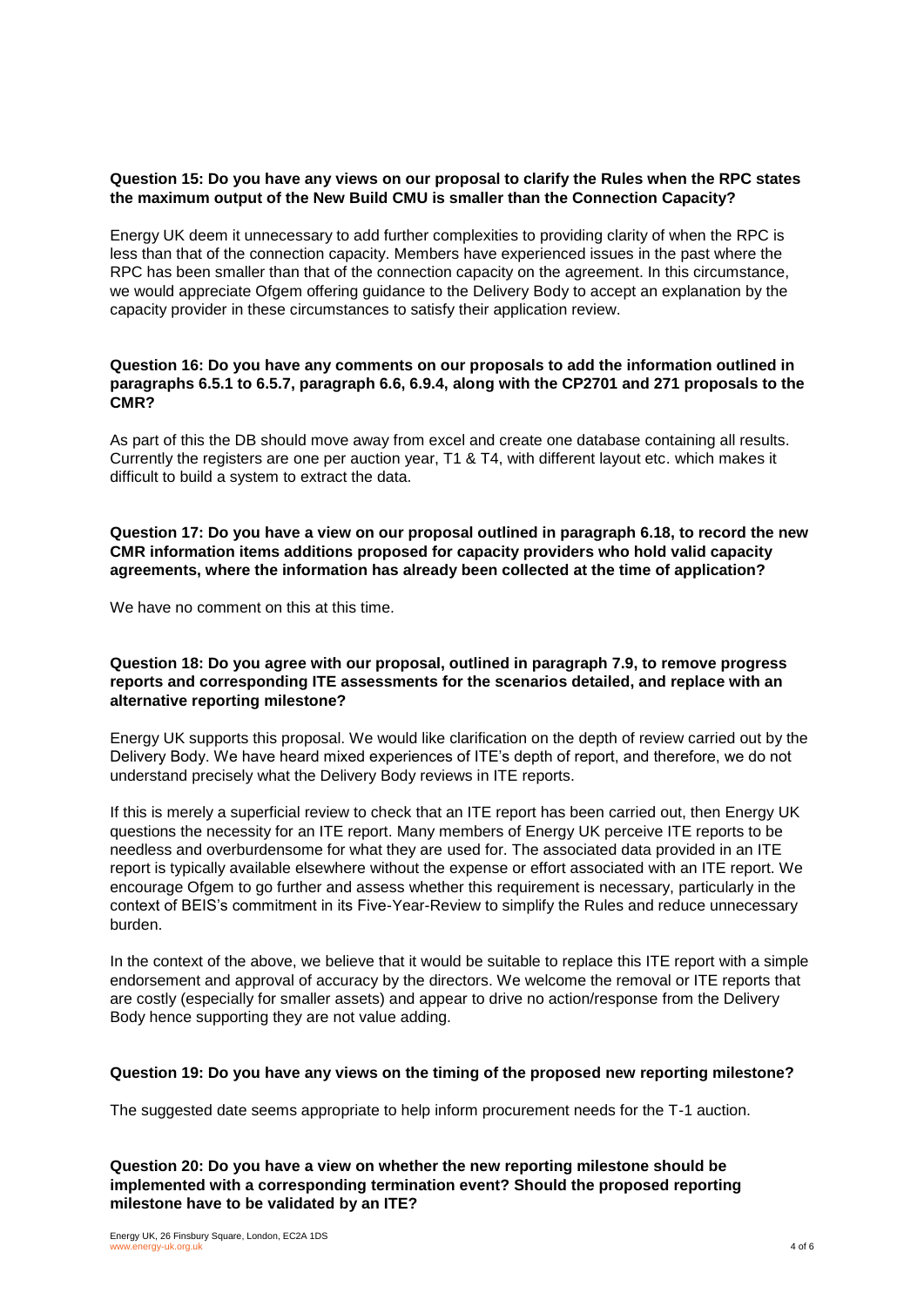**Question 15: Do you have any views on our proposal to clarify the Rules when the RPC states the maximum output of the New Build CMU is smaller than the Connection Capacity?**

Energy UK deem it unnecessary to add further complexities to providing clarity of when the RPC is less than that of the connection capacity. Members have experienced issues in the past where the RPC has been smaller than that of the connection capacity on the agreement. In this circumstance, we would appreciate Ofgem offering guidance to the Delivery Body to accept an explanation by the capacity provider in these circumstances to satisfy their application review.

**Question 16: Do you have any comments on our proposals to add the information outlined in paragraphs 6.5.1 to 6.5.7, paragraph 6.6, 6.9.4, along with the CP2701 and 271 proposals to the CMR?**

As part of this the DB should move away from excel and create one database containing all results. Currently the registers are one per auction year, T1 & T4, with different layout etc. which makes it difficult to build a system to extract the data.

**Question 17: Do you have a view on our proposal outlined in paragraph 6.18, to record the new CMR information items additions proposed for capacity providers who hold valid capacity agreements, where the information has already been collected at the time of application?**

We have no comment on this at this time.

**Question 18: Do you agree with our proposal, outlined in paragraph 7.9, to remove progress reports and corresponding ITE assessments for the scenarios detailed, and replace with an alternative reporting milestone?**

Energy UK supports this proposal. We would like clarification on the depth of review carried out by the Delivery Body. We have heard mixed experiences of ITE's depth of report, and therefore, we do not understand precisely what the Delivery Body reviews in ITE reports.

If this is merely a superficial review to check that an ITE report has been carried out, then Energy UK questions the necessity for an ITE report. Many members of Energy UK perceive ITE reports to be needless and overburdensome for what they are used for. The associated data provided in an ITE report is typically available elsewhere without the expense or effort associated with an ITE report. We encourage Ofgem to go further and assess whether this requirement is necessary, particularly in the context of BEIS's commitment in its Five-Year-Review to simplify the Rules and reduce unnecessary burden.

In the context of the above, we believe that it would be suitable to replace this ITE report with a simple endorsement and approval of accuracy by the directors. We welcome the removal or ITE reports that are costly (especially for smaller assets) and appear to drive no action/response from the Delivery Body hence supporting they are not value adding.

**Question 19: Do you have any views on the timing of the proposed new reporting milestone?**

The suggested date seems appropriate to help inform procurement needs for the T-1 auction.

**Question 20: Do you have a view on whether the new reporting milestone should be implemented with a corresponding termination event? Should the proposed reporting milestone have to be validated by an ITE?**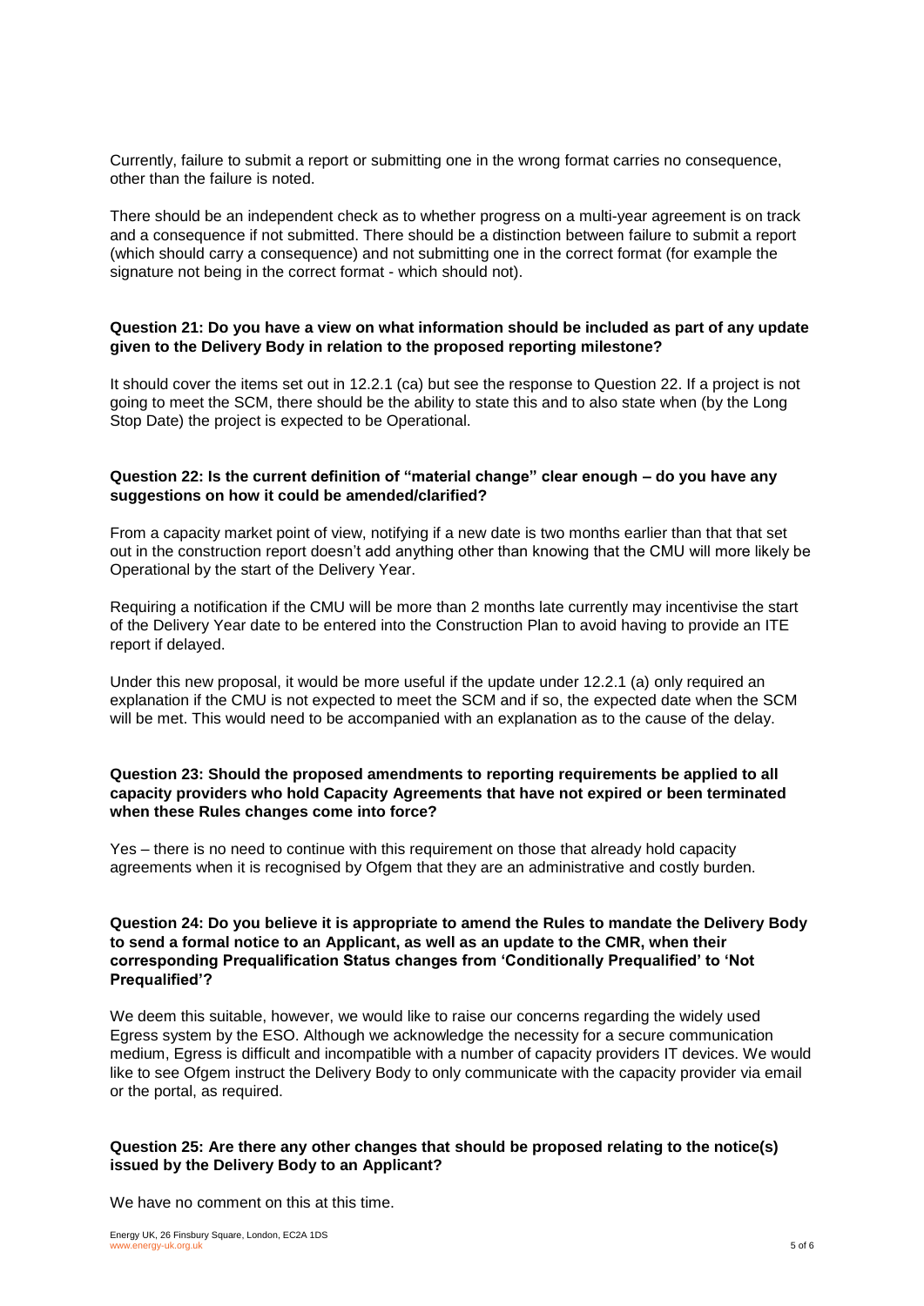Currently, failure to submit a report or submitting one in the wrong format carries no consequence, other than the failure is noted.

There should be an independent check as to whether progress on a multi-year agreement is on track and a consequence if not submitted. There should be a distinction between failure to submit a report (which should carry a consequence) and not submitting one in the correct format (for example the signature not being in the correct format - which should not).

**Question 21: Do you have a view on what information should be included as part of any update given to the Delivery Body in relation to the proposed reporting milestone?**

It should cover the items set out in 12.2.1 (ca) but see the response to Question 22. If a project is not going to meet the SCM, there should be the ability to state this and to also state when (by the Long Stop Date) the project is expected to be Operational.

**Question 22: Is the current definition of "material change" clear enough – do you have any suggestions on how it could be amended/clarified?**

From a capacity market point of view, notifying if a new date is two months earlier than that that set out in the construction report doesn't add anything other than knowing that the CMU will more likely be Operational by the start of the Delivery Year.

Requiring a notification if the CMU will be more than 2 months late currently may incentivise the start of the Delivery Year date to be entered into the Construction Plan to avoid having to provide an ITE report if delayed.

Under this new proposal, it would be more useful if the update under 12.2.1 (a) only required an explanation if the CMU is not expected to meet the SCM and if so, the expected date when the SCM will be met. This would need to be accompanied with an explanation as to the cause of the delay.

**Question 23: Should the proposed amendments to reporting requirements be applied to all capacity providers who hold Capacity Agreements that have not expired or been terminated when these Rules changes come into force?**

Yes – there is no need to continue with this requirement on those that already hold capacity agreements when it is recognised by Ofgem that they are an administrative and costly burden.

**Question 24: Do you believe it is appropriate to amend the Rules to mandate the Delivery Body to send a formal notice to an Applicant, as well as an update to the CMR, when their corresponding Prequalification Status changes from 'Conditionally Prequalified' to 'Not Prequalified'?**

We deem this suitable, however, we would like to raise our concerns regarding the widely used Egress system by the ESO. Although we acknowledge the necessity for a secure communication medium, Egress is difficult and incompatible with a number of capacity providers IT devices. We would like to see Ofgem instruct the Delivery Body to only communicate with the capacity provider via email or the portal, as required.

**Question 25: Are there any other changes that should be proposed relating to the notice(s) issued by the Delivery Body to an Applicant?**

We have no comment on this at this time.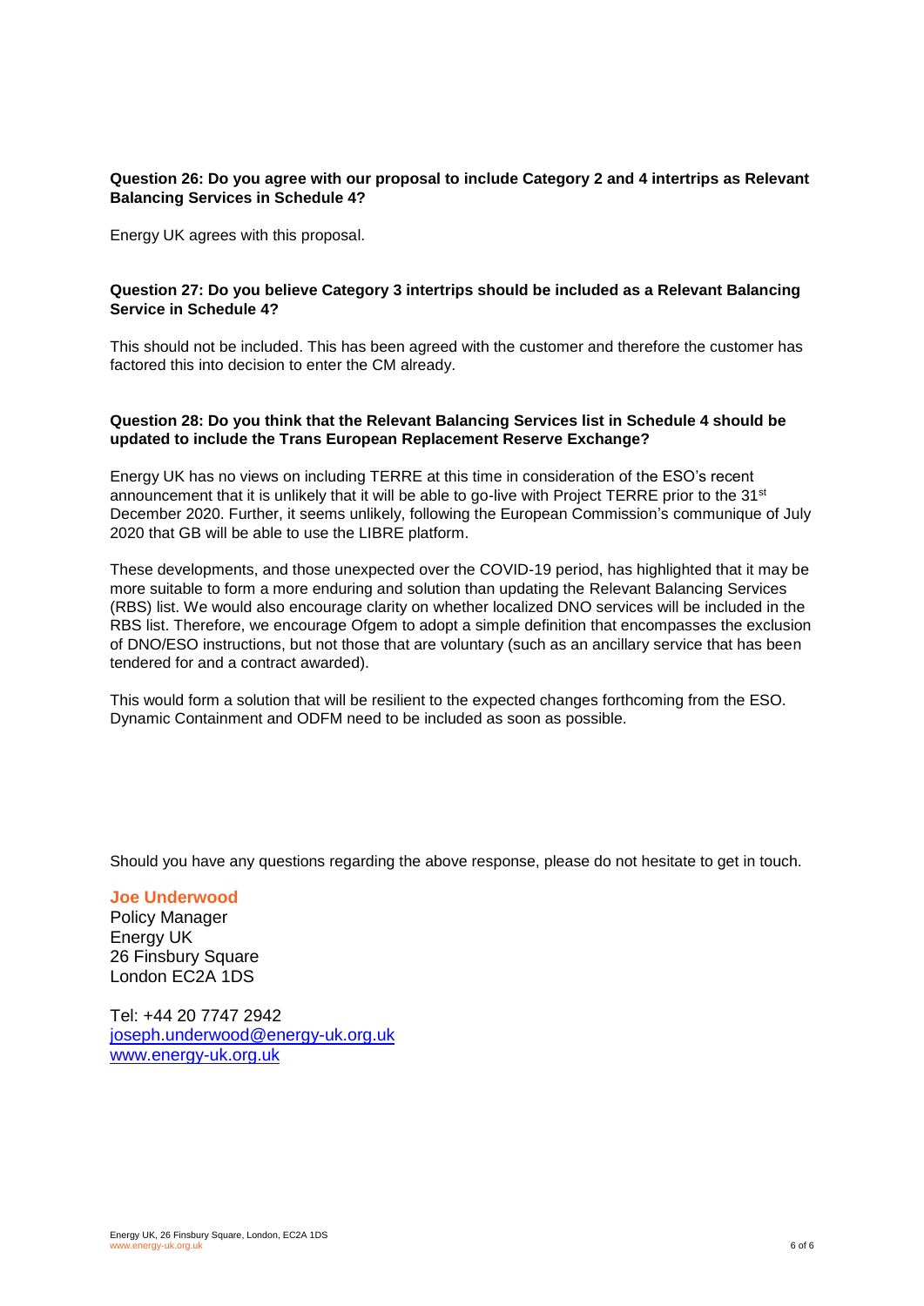**Question 26: Do you agree with our proposal to include Category 2 and 4 intertrips as Relevant Balancing Services in Schedule 4?**

Energy UK agrees with this proposal.

**Question 27: Do you believe Category 3 intertrips should be included as a Relevant Balancing Service in Schedule 4?**

This should not be included. This has been agreed with the customer and therefore the customer has factored this into decision to enter the CM already.

**Question 28: Do you think that the Relevant Balancing Services list in Schedule 4 should be updated to include the Trans European Replacement Reserve Exchange?**

Energy UK has no views on including TERRE at this time in consideration of the ESO's recent announcement that it is unlikely that it will be able to go-live with Project TERRE prior to the 31st December 2020. Further, it seems unlikely, following the European Commission's communique of July 2020 that GB will be able to use the LIBRE platform.

These developments, and those unexpected over the COVID-19 period, has highlighted that it may be more suitable to form a more enduring and solution than updating the Relevant Balancing Services (RBS) list. We would also encourage clarity on whether localized DNO services will be included in the RBS list. Therefore, we encourage Ofgem to adopt a simple definition that encompasses the exclusion of DNO/ESO instructions, but not those that are voluntary (such as an ancillary service that has been tendered for and a contract awarded).

This would form a solution that will be resilient to the expected changes forthcoming from the ESO. Dynamic Containment and ODFM need to be included as soon as possible.

Should you have any questions regarding the above response, please do not hesitate to get in touch.

**Joe Underwood**
Policy Manager
Energy UK
26 Finsbury Square
London EC2A 1DS

Tel: +44 20 7747 2942
joseph.underwood@energy-uk.org.uk
www.energy-uk.org.uk